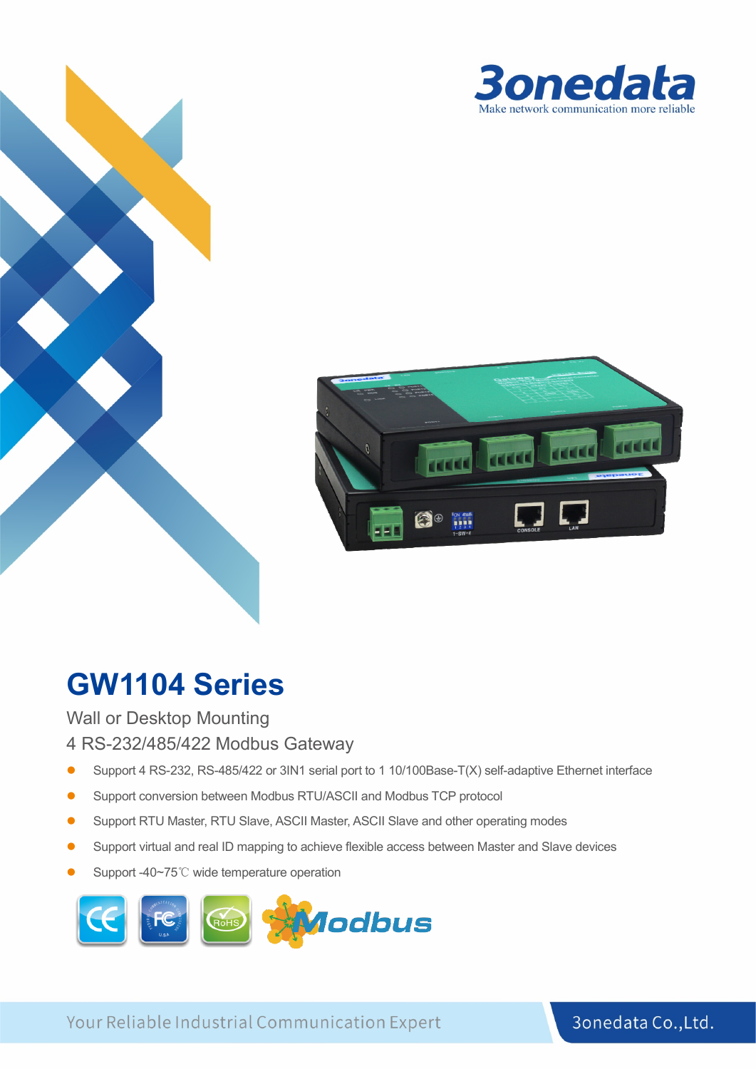3onedata
Make network communication more reliable

# GW1104 Series

Wall or Desktop Mounting

4 RS-232/485/422 Modbus Gateway

- Support 4 RS-232, RS-485/422 or 3IN1 serial port to 1 10/100Base-T(X) self-adaptive Ethernet interface
- Support conversion between Modbus RTU/ASCII and Modbus TCP protocol
- Support RTU Master, RTU Slave, ASCII Master, ASCII Slave and other operating modes
- Support virtual and real ID mapping to achieve flexible access between Master and Slave devices
- Support -40~75℃ wide temperature operation

Your Reliable Industrial Communication Expert

3onedata Co.,Ltd.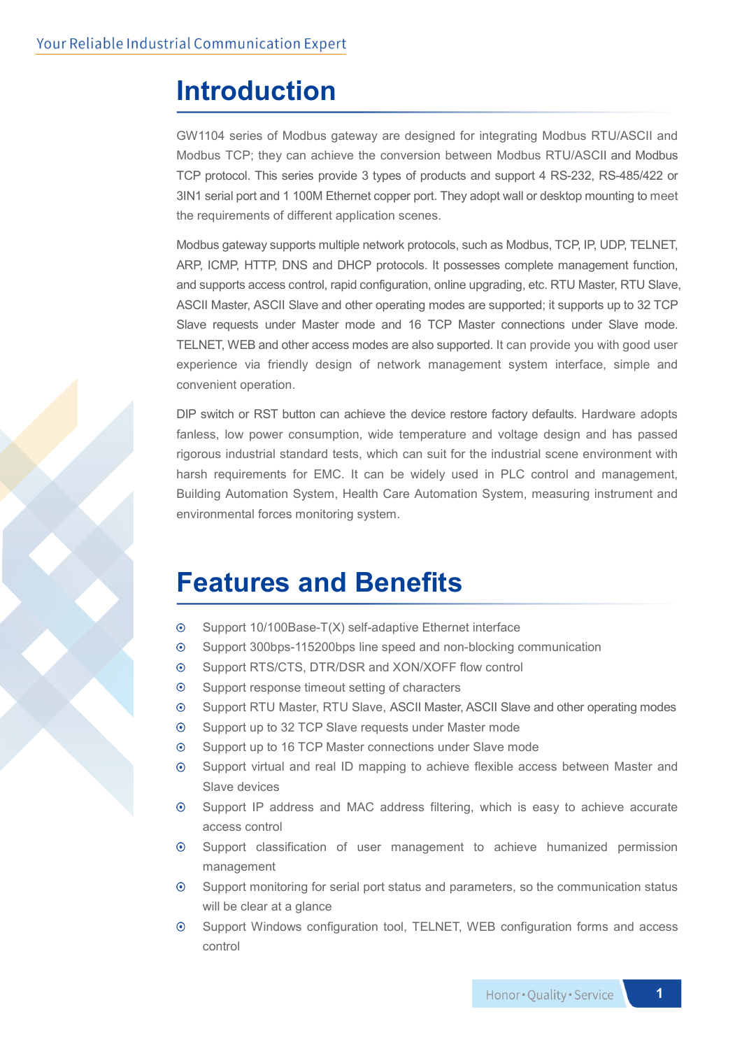# Introduction

GW1104 series of Modbus gateway are designed for integrating Modbus RTU/ASCII and Modbus TCP; they can achieve the conversion between Modbus RTU/ASCII and Modbus TCP protocol. This series provide 3 types of products and support 4 RS-232, RS-485/422 or 3IN1 serial port and 1 100M Ethernet copper port. They adopt wall or desktop mounting to meet the requirements of different application scenes.

Modbus gateway supports multiple network protocols, such as Modbus, TCP, IP, UDP, TELNET, ARP, ICMP, HTTP, DNS and DHCP protocols. It possesses complete management function, and supports access control, rapid configuration, online upgrading, etc. RTU Master, RTU Slave, ASCII Master, ASCII Slave and other operating modes are supported; it supports up to 32 TCP Slave requests under Master mode and 16 TCP Master connections under Slave mode. TELNET, WEB and other access modes are also supported. It can provide you with good user experience via friendly design of network management system interface, simple and convenient operation.

DIP switch or RST button can achieve the device restore factory defaults. Hardware adopts fanless, low power consumption, wide temperature and voltage design and has passed rigorous industrial standard tests, which can suit for the industrial scene environment with harsh requirements for EMC. It can be widely used in PLC control and management, Building Automation System, Health Care Automation System, measuring instrument and environmental forces monitoring system.

# Features and Benefits

- Support 10/100Base-T(X) self-adaptive Ethernet interface
- Support 300bps-115200bps line speed and non-blocking communication
- Support RTS/CTS, DTR/DSR and XON/XOFF flow control
- Support response timeout setting of characters
- Support RTU Master, RTU Slave, ASCII Master, ASCII Slave and other operating modes
- Support up to 32 TCP Slave requests under Master mode
- Support up to 16 TCP Master connections under Slave mode
- Support virtual and real ID mapping to achieve flexible access between Master and Slave devices
- Support IP address and MAC address filtering, which is easy to achieve accurate access control
- Support classification of user management to achieve humanized permission management
- Support monitoring for serial port status and parameters, so the communication status will be clear at a glance
- Support Windows configuration tool, TELNET, WEB configuration forms and access control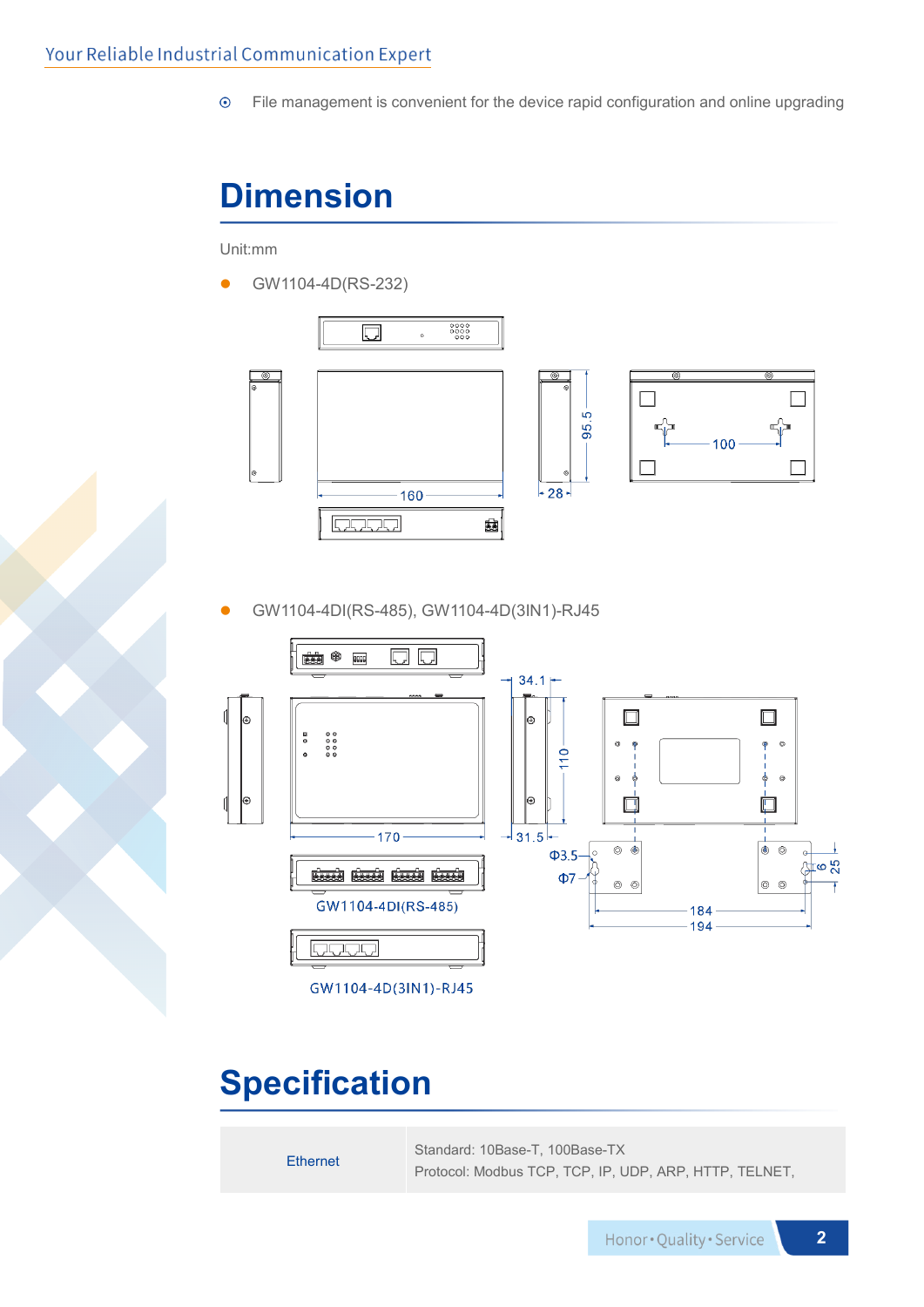- File management is convenient for the device rapid configuration and online upgrading

## Dimension

Unit:mm

- GW1104-4D(RS-232)

- GW1104-4DI(RS-485), GW1104-4D(3IN1)-RJ45

GW1104-4DI(RS-485)

GW1104-4D(3IN1)-RJ45

## Specification

| | |
|---|---|
| Ethernet | Standard: 10Base-T, 100Base-TX<br>Protocol: Modbus TCP, TCP, IP, UDP, ARP, HTTP, TELNET, |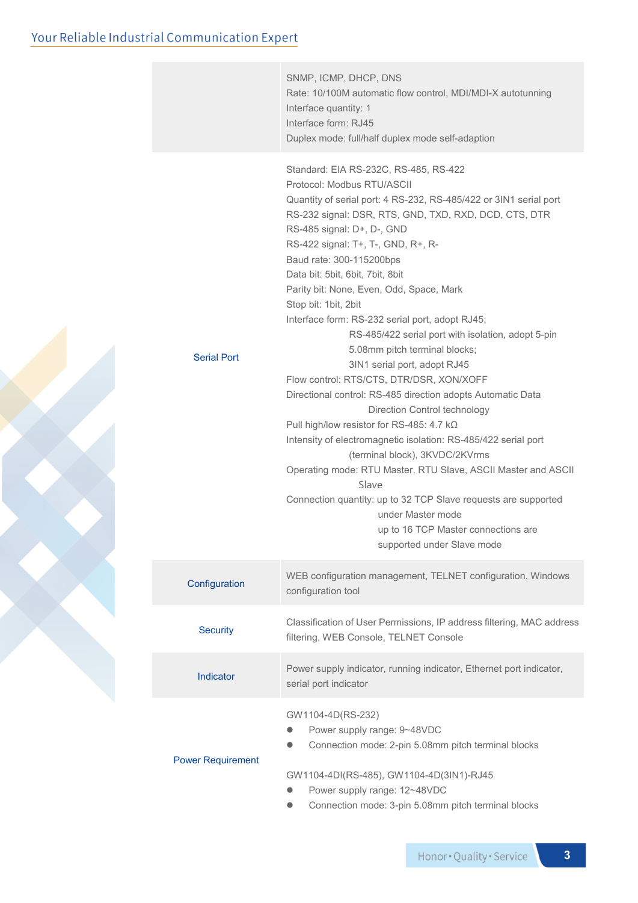| | |
|---|---|
| | SNMP, ICMP, DHCP, DNS<br>Rate: 10/100M automatic flow control, MDI/MDI-X autotunning<br>Interface quantity: 1<br>Interface form: RJ45<br>Duplex mode: full/half duplex mode self-adaption |
| Serial Port | Standard: EIA RS-232C, RS-485, RS-422<br>Protocol: Modbus RTU/ASCII<br>Quantity of serial port: 4 RS-232, RS-485/422 or 3IN1 serial port<br>RS-232 signal: DSR, RTS, GND, TXD, RXD, DCD, CTS, DTR<br>RS-485 signal: D+, D-, GND<br>RS-422 signal: T+, T-, GND, R+, R-<br>Baud rate: 300-115200bps<br>Data bit: 5bit, 6bit, 7bit, 8bit<br>Parity bit: None, Even, Odd, Space, Mark<br>Stop bit: 1bit, 2bit<br>Interface form: RS-232 serial port, adopt RJ45;<br>RS-485/422 serial port with isolation, adopt 5-pin 5.08mm pitch terminal blocks;<br>3IN1 serial port, adopt RJ45<br>Flow control: RTS/CTS, DTR/DSR, XON/XOFF<br>Directional control: RS-485 direction adopts Automatic Data Direction Control technology<br>Pull high/low resistor for RS-485: 4.7 kΩ<br>Intensity of electromagnetic isolation: RS-485/422 serial port (terminal block), 3KVDC/2KVrms<br>Operating mode: RTU Master, RTU Slave, ASCII Master and ASCII Slave<br>Connection quantity: up to 32 TCP Slave requests are supported under Master mode<br>up to 16 TCP Master connections are supported under Slave mode |
| Configuration | WEB configuration management, TELNET configuration, Windows configuration tool |
| Security | Classification of User Permissions, IP address filtering, MAC address filtering, WEB Console, TELNET Console |
| Indicator | Power supply indicator, running indicator, Ethernet port indicator, serial port indicator |
| Power Requirement | GW1104-4D(RS-232)<br>● Power supply range: 9~48VDC<br>● Connection mode: 2-pin 5.08mm pitch terminal blocks<br><br>GW1104-4DI(RS-485), GW1104-4D(3IN1)-RJ45<br>● Power supply range: 12~48VDC<br>● Connection mode: 3-pin 5.08mm pitch terminal blocks |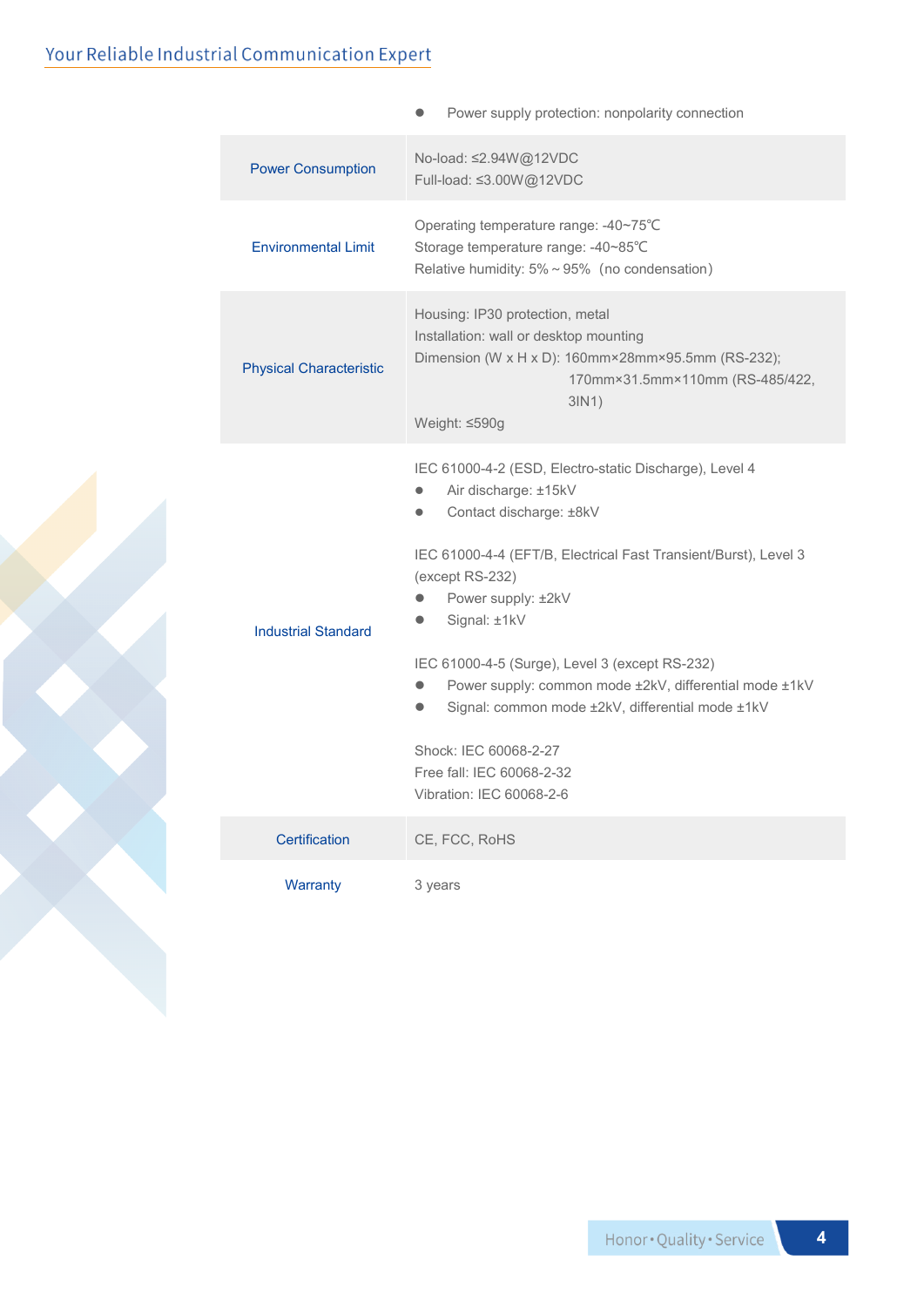| | |
|---|---|
| | ● Power supply protection: nonpolarity connection |
| Power Consumption | No-load: ≤2.94W@12VDC<br>Full-load: ≤3.00W@12VDC |
| Environmental Limit | Operating temperature range: -40~75℃<br>Storage temperature range: -40~85℃<br>Relative humidity: 5% ~ 95% (no condensation) |
| Physical Characteristic | Housing: IP30 protection, metal<br>Installation: wall or desktop mounting<br>Dimension (W x H x D): 160mm×28mm×95.5mm (RS-232);<br>170mm×31.5mm×110mm (RS-485/422, 3IN1)<br>Weight: ≤590g |
| Industrial Standard | IEC 61000-4-2 (ESD, Electro-static Discharge), Level 4<br>● Air discharge: ±15kV<br>● Contact discharge: ±8kV<br><br>IEC 61000-4-4 (EFT/B, Electrical Fast Transient/Burst), Level 3 (except RS-232)<br>● Power supply: ±2kV<br>● Signal: ±1kV<br><br>IEC 61000-4-5 (Surge), Level 3 (except RS-232)<br>● Power supply: common mode ±2kV, differential mode ±1kV<br>● Signal: common mode ±2kV, differential mode ±1kV<br><br>Shock: IEC 60068-2-27<br>Free fall: IEC 60068-2-32<br>Vibration: IEC 60068-2-6 |
| Certification | CE, FCC, RoHS |
| Warranty | 3 years |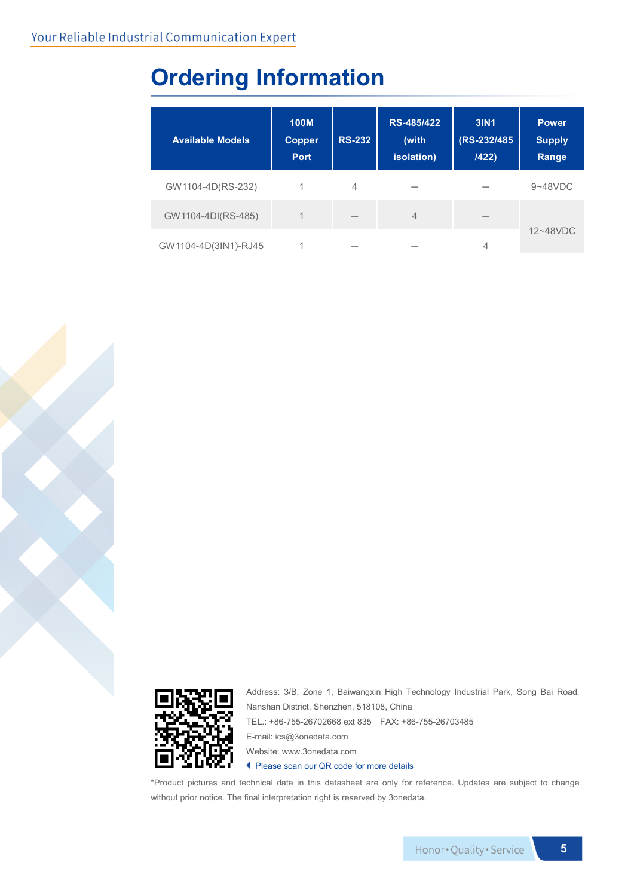# Ordering Information

| Available Models | 100M Copper Port | RS-232 | RS-485/422 (with isolation) | 3IN1 (RS-232/485 /422) | Power Supply Range |
|---|---|---|---|---|---|
| GW1104-4D(RS-232) | 1 | 4 | — | — | 9~48VDC |
| GW1104-4DI(RS-485) | 1 | — | 4 | — | 12~48VDC |
| GW1104-4D(3IN1)-RJ45 | 1 | — | — | 4 | |

Address: 3/B, Zone 1, Baiwangxin High Technology Industrial Park, Song Bai Road, Nanshan District, Shenzhen, 518108, China

TEL.: +86-755-26702668 ext 835 FAX: +86-755-26703485

E-mail: ics@3onedata.com

Website: www.3onedata.com

Please scan our QR code for more details

*Product pictures and technical data in this datasheet are only for reference. Updates are subject to change without prior notice. The final interpretation right is reserved by 3onedata.